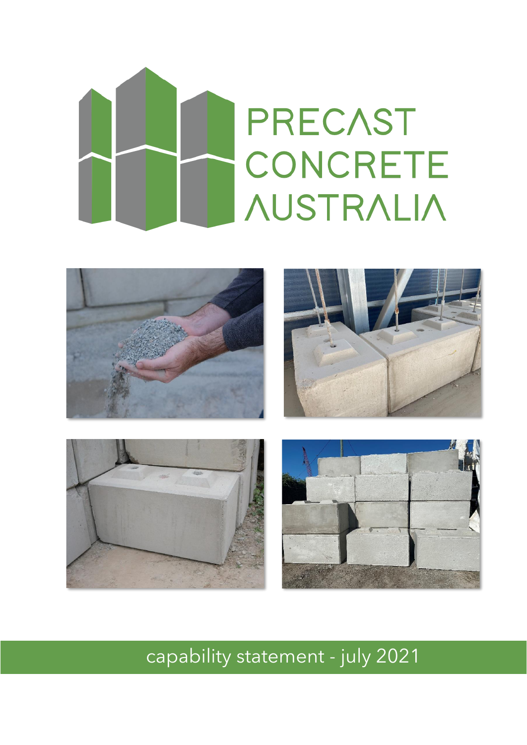# PRECAST CONCRETE AUSTRALIA

capability statement - july 2021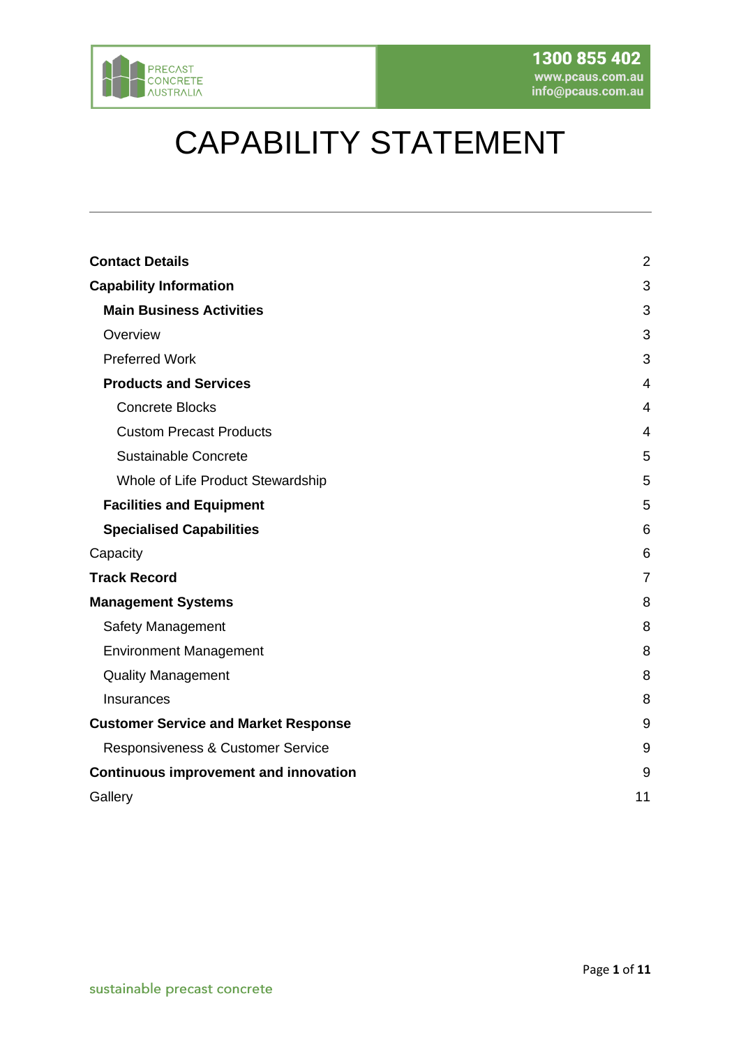# CAPABILITY STATEMENT

| | |
|---|---|
| **Contact Details** | 2 |
| **Capability Information** | 3 |
| **Main Business Activities** | 3 |
| Overview | 3 |
| Preferred Work | 3 |
| **Products and Services** | 4 |
| Concrete Blocks | 4 |
| Custom Precast Products | 4 |
| Sustainable Concrete | 5 |
| Whole of Life Product Stewardship | 5 |
| **Facilities and Equipment** | 5 |
| **Specialised Capabilities** | 6 |
| Capacity | 6 |
| **Track Record** | 7 |
| **Management Systems** | 8 |
| Safety Management | 8 |
| Environment Management | 8 |
| Quality Management | 8 |
| Insurances | 8 |
| **Customer Service and Market Response** | 9 |
| Responsiveness & Customer Service | 9 |
| **Continuous improvement and innovation** | 9 |
| Gallery | 11 |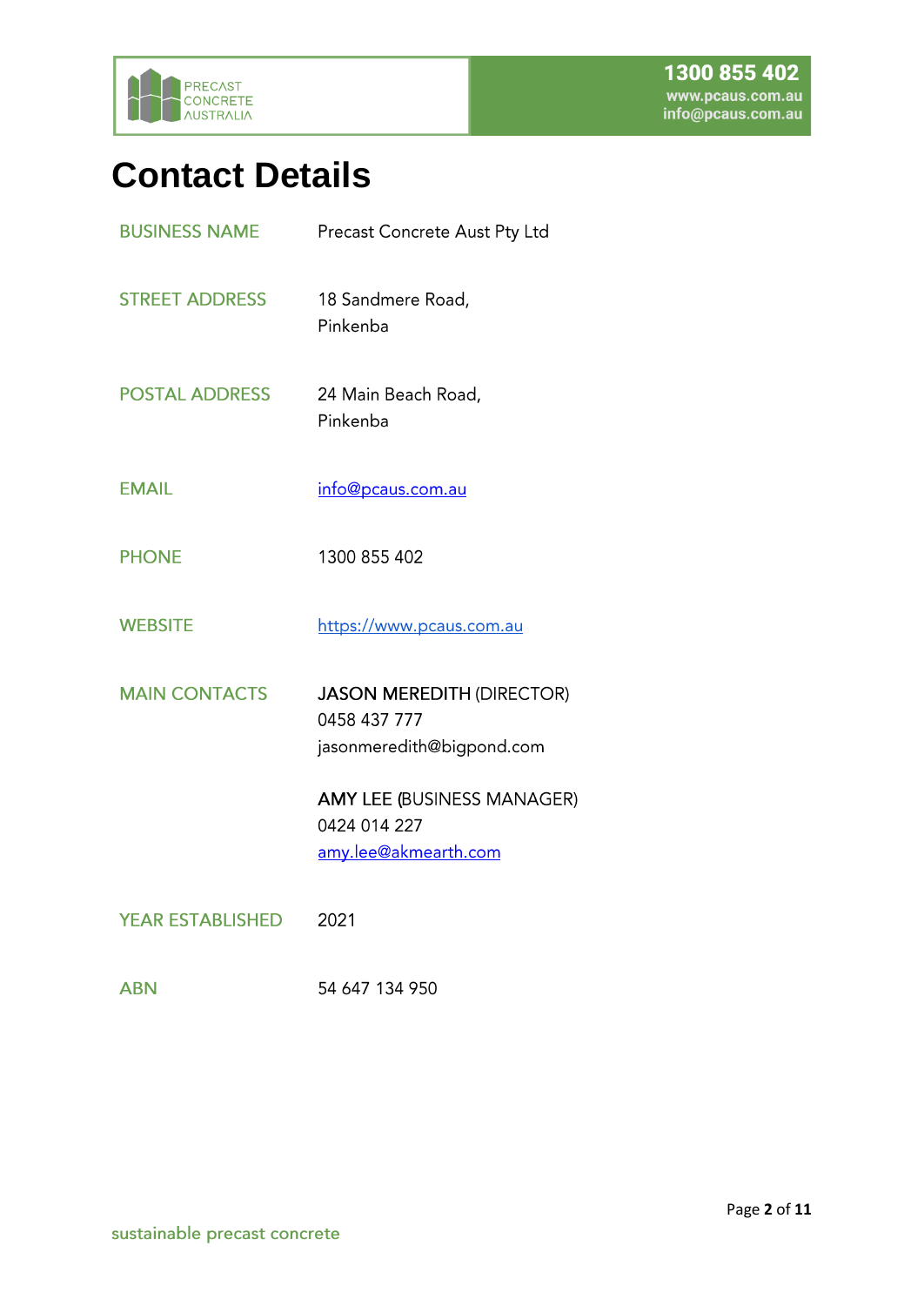# Contact Details

| | |
|---|---|
| BUSINESS NAME | Precast Concrete Aust Pty Ltd |
| STREET ADDRESS | 18 Sandmere Road,<br>Pinkenba |
| POSTAL ADDRESS | 24 Main Beach Road,<br>Pinkenba |
| EMAIL | info@pcaus.com.au |
| PHONE | 1300 855 402 |
| WEBSITE | https://www.pcaus.com.au |
| MAIN CONTACTS | JASON MEREDITH (DIRECTOR)<br>0458 437 777<br>jasonmeredith@bigpond.com<br><br>AMY LEE (BUSINESS MANAGER)<br>0424 014 227<br>amy.lee@akmearth.com |
| YEAR ESTABLISHED | 2021 |
| ABN | 54 647 134 950 |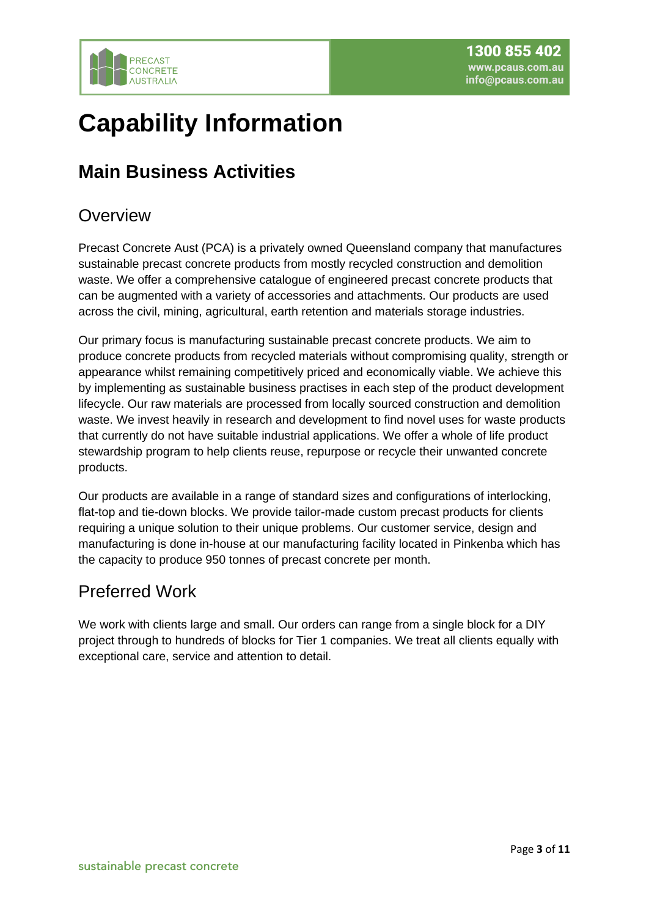# Capability Information

## Main Business Activities

### Overview

Precast Concrete Aust (PCA) is a privately owned Queensland company that manufactures sustainable precast concrete products from mostly recycled construction and demolition waste. We offer a comprehensive catalogue of engineered precast concrete products that can be augmented with a variety of accessories and attachments. Our products are used across the civil, mining, agricultural, earth retention and materials storage industries.

Our primary focus is manufacturing sustainable precast concrete products. We aim to produce concrete products from recycled materials without compromising quality, strength or appearance whilst remaining competitively priced and economically viable. We achieve this by implementing as sustainable business practises in each step of the product development lifecycle. Our raw materials are processed from locally sourced construction and demolition waste. We invest heavily in research and development to find novel uses for waste products that currently do not have suitable industrial applications. We offer a whole of life product stewardship program to help clients reuse, repurpose or recycle their unwanted concrete products.

Our products are available in a range of standard sizes and configurations of interlocking, flat-top and tie-down blocks. We provide tailor-made custom precast products for clients requiring a unique solution to their unique problems. Our customer service, design and manufacturing is done in-house at our manufacturing facility located in Pinkenba which has the capacity to produce 950 tonnes of precast concrete per month.

### Preferred Work

We work with clients large and small. Our orders can range from a single block for a DIY project through to hundreds of blocks for Tier 1 companies. We treat all clients equally with exceptional care, service and attention to detail.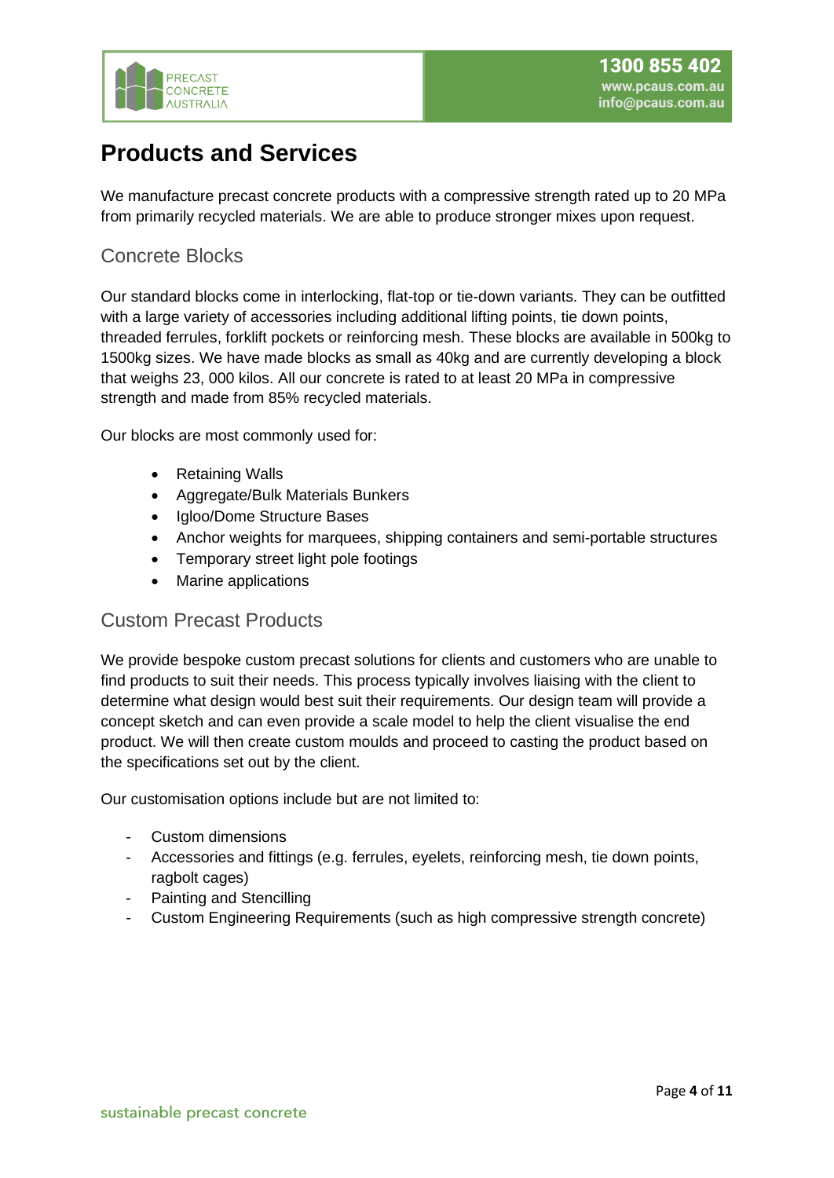# Products and Services

We manufacture precast concrete products with a compressive strength rated up to 20 MPa from primarily recycled materials. We are able to produce stronger mixes upon request.

## Concrete Blocks

Our standard blocks come in interlocking, flat-top or tie-down variants. They can be outfitted with a large variety of accessories including additional lifting points, tie down points, threaded ferrules, forklift pockets or reinforcing mesh. These blocks are available in 500kg to 1500kg sizes. We have made blocks as small as 40kg and are currently developing a block that weighs 23, 000 kilos. All our concrete is rated to at least 20 MPa in compressive strength and made from 85% recycled materials.

Our blocks are most commonly used for:

- Retaining Walls
- Aggregate/Bulk Materials Bunkers
- Igloo/Dome Structure Bases
- Anchor weights for marquees, shipping containers and semi-portable structures
- Temporary street light pole footings
- Marine applications

## Custom Precast Products

We provide bespoke custom precast solutions for clients and customers who are unable to find products to suit their needs. This process typically involves liaising with the client to determine what design would best suit their requirements. Our design team will provide a concept sketch and can even provide a scale model to help the client visualise the end product. We will then create custom moulds and proceed to casting the product based on the specifications set out by the client.

Our customisation options include but are not limited to:

- Custom dimensions
- Accessories and fittings (e.g. ferrules, eyelets, reinforcing mesh, tie down points, ragbolt cages)
- Painting and Stencilling
- Custom Engineering Requirements (such as high compressive strength concrete)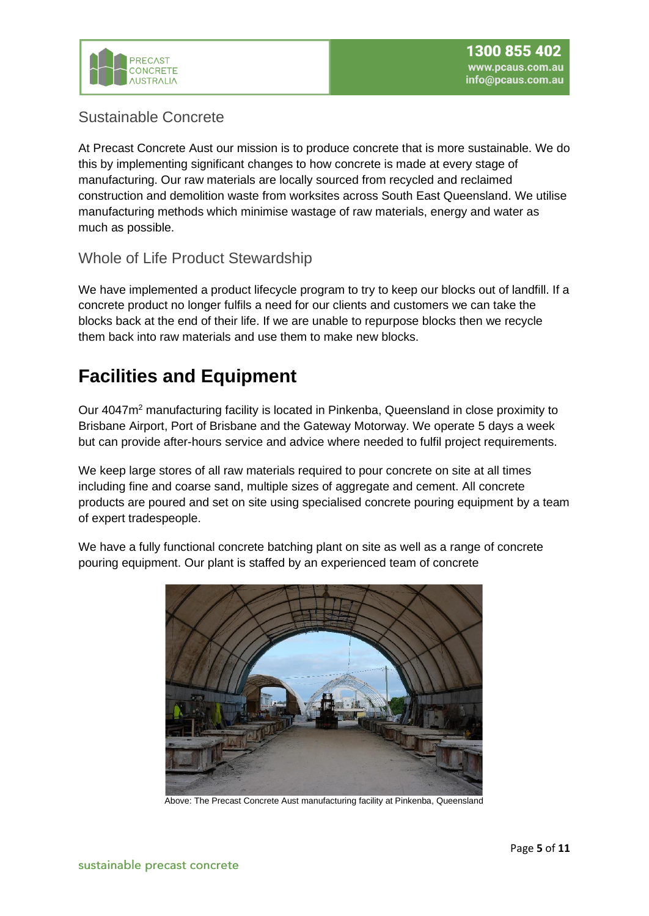## Sustainable Concrete

At Precast Concrete Aust our mission is to produce concrete that is more sustainable. We do this by implementing significant changes to how concrete is made at every stage of manufacturing. Our raw materials are locally sourced from recycled and reclaimed construction and demolition waste from worksites across South East Queensland. We utilise manufacturing methods which minimise wastage of raw materials, energy and water as much as possible.

## Whole of Life Product Stewardship

We have implemented a product lifecycle program to try to keep our blocks out of landfill. If a concrete product no longer fulfils a need for our clients and customers we can take the blocks back at the end of their life. If we are unable to repurpose blocks then we recycle them back into raw materials and use them to make new blocks.

# Facilities and Equipment

Our 4047m$^2$ manufacturing facility is located in Pinkenba, Queensland in close proximity to Brisbane Airport, Port of Brisbane and the Gateway Motorway. We operate 5 days a week but can provide after-hours service and advice where needed to fulfil project requirements.

We keep large stores of all raw materials required to pour concrete on site at all times including fine and coarse sand, multiple sizes of aggregate and cement. All concrete products are poured and set on site using specialised concrete pouring equipment by a team of expert tradespeople.

We have a fully functional concrete batching plant on site as well as a range of concrete pouring equipment. Our plant is staffed by an experienced team of concrete

Above: The Precast Concrete Aust manufacturing facility at Pinkenba, Queensland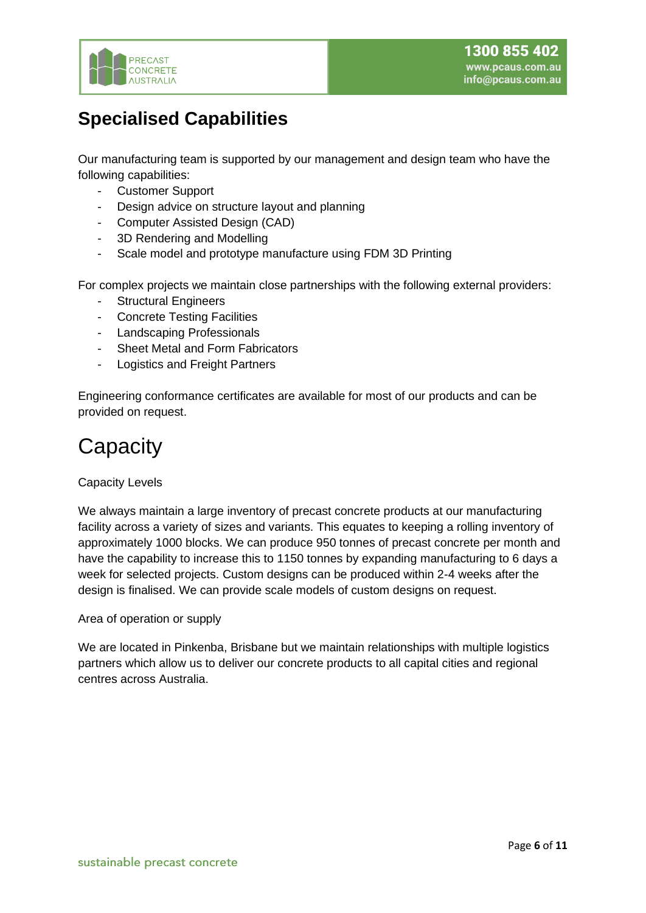## Specialised Capabilities

Our manufacturing team is supported by our management and design team who have the following capabilities:

- Customer Support
- Design advice on structure layout and planning
- Computer Assisted Design (CAD)
- 3D Rendering and Modelling
- Scale model and prototype manufacture using FDM 3D Printing

For complex projects we maintain close partnerships with the following external providers:

- Structural Engineers
- Concrete Testing Facilities
- Landscaping Professionals
- Sheet Metal and Form Fabricators
- Logistics and Freight Partners

Engineering conformance certificates are available for most of our products and can be provided on request.

# Capacity

Capacity Levels

We always maintain a large inventory of precast concrete products at our manufacturing facility across a variety of sizes and variants. This equates to keeping a rolling inventory of approximately 1000 blocks. We can produce 950 tonnes of precast concrete per month and have the capability to increase this to 1150 tonnes by expanding manufacturing to 6 days a week for selected projects. Custom designs can be produced within 2-4 weeks after the design is finalised. We can provide scale models of custom designs on request.

Area of operation or supply

We are located in Pinkenba, Brisbane but we maintain relationships with multiple logistics partners which allow us to deliver our concrete products to all capital cities and regional centres across Australia.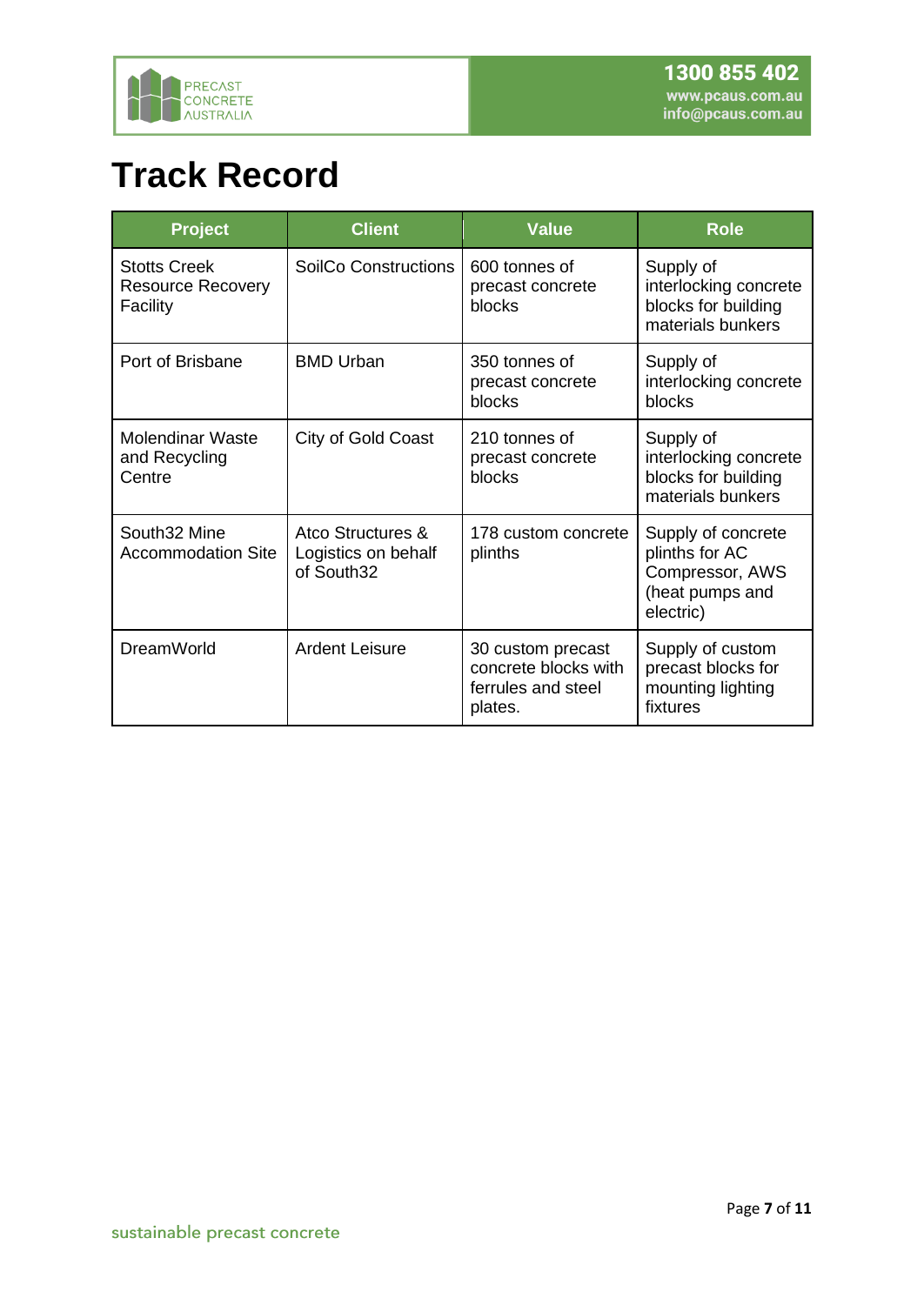# Track Record

| Project | Client | Value | Role |
|---|---|---|---|
| Stotts Creek Resource Recovery Facility | SoilCo Constructions | 600 tonnes of precast concrete blocks | Supply of interlocking concrete blocks for building materials bunkers |
| Port of Brisbane | BMD Urban | 350 tonnes of precast concrete blocks | Supply of interlocking concrete blocks |
| Molendinar Waste and Recycling Centre | City of Gold Coast | 210 tonnes of precast concrete blocks | Supply of interlocking concrete blocks for building materials bunkers |
| South32 Mine Accommodation Site | Atco Structures & Logistics on behalf of South32 | 178 custom concrete plinths | Supply of concrete plinths for AC Compressor, AWS (heat pumps and electric) |
| DreamWorld | Ardent Leisure | 30 custom precast concrete blocks with ferrules and steel plates. | Supply of custom precast blocks for mounting lighting fixtures |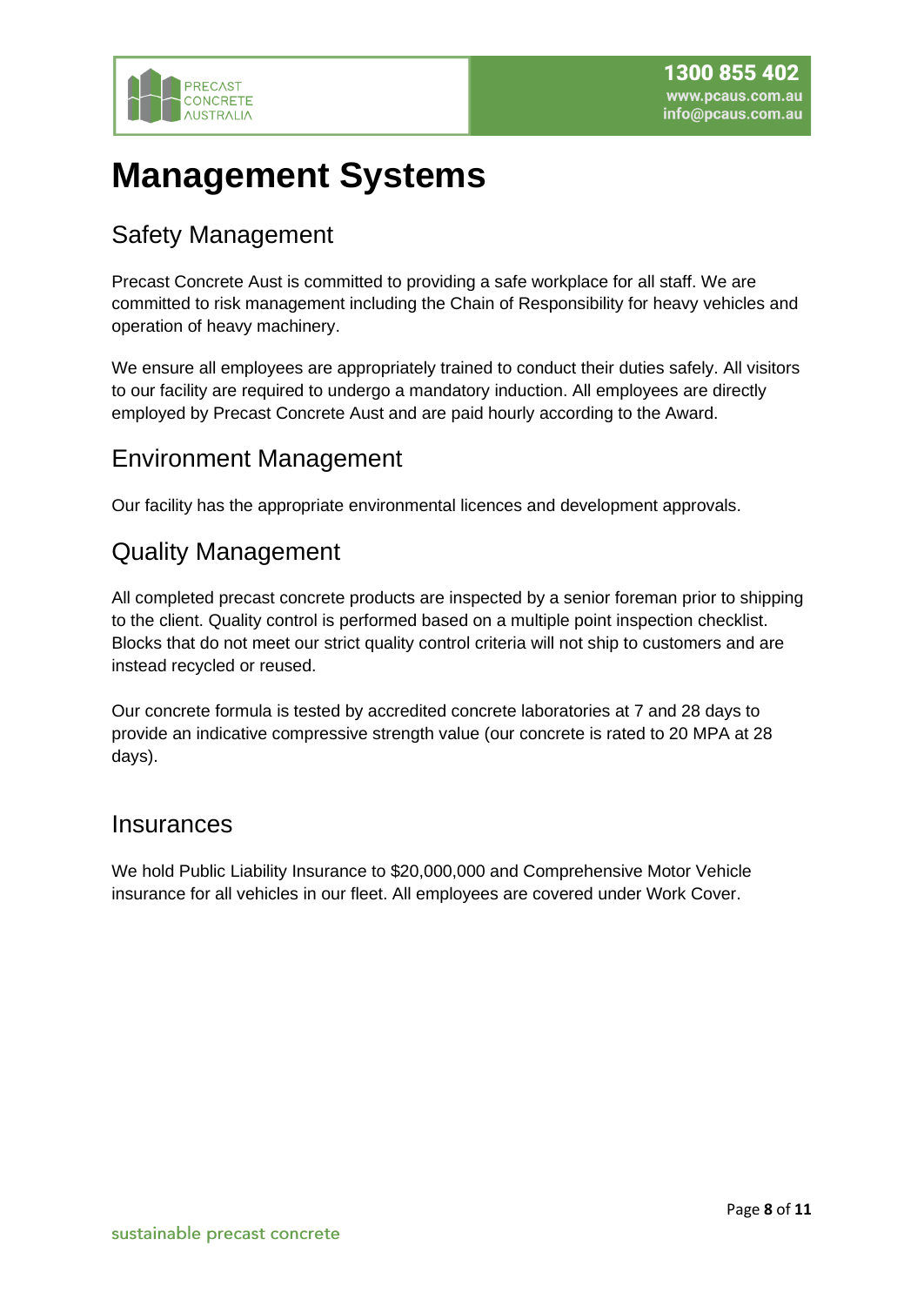# Management Systems

## Safety Management

Precast Concrete Aust is committed to providing a safe workplace for all staff. We are committed to risk management including the Chain of Responsibility for heavy vehicles and operation of heavy machinery.

We ensure all employees are appropriately trained to conduct their duties safely. All visitors to our facility are required to undergo a mandatory induction. All employees are directly employed by Precast Concrete Aust and are paid hourly according to the Award.

## Environment Management

Our facility has the appropriate environmental licences and development approvals.

## Quality Management

All completed precast concrete products are inspected by a senior foreman prior to shipping to the client. Quality control is performed based on a multiple point inspection checklist. Blocks that do not meet our strict quality control criteria will not ship to customers and are instead recycled or reused.

Our concrete formula is tested by accredited concrete laboratories at 7 and 28 days to provide an indicative compressive strength value (our concrete is rated to 20 MPA at 28 days).

## Insurances

We hold Public Liability Insurance to $20,000,000 and Comprehensive Motor Vehicle insurance for all vehicles in our fleet. All employees are covered under Work Cover.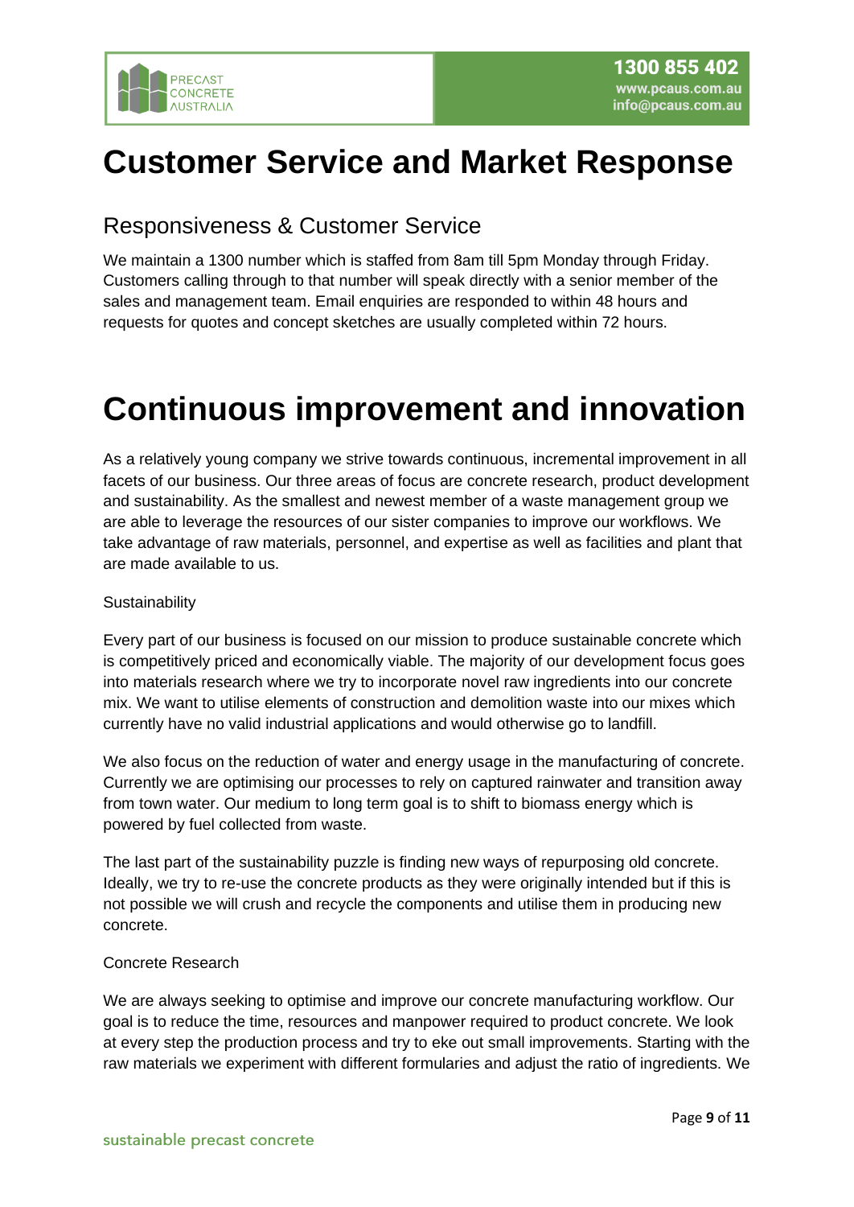# Customer Service and Market Response

## Responsiveness & Customer Service

We maintain a 1300 number which is staffed from 8am till 5pm Monday through Friday. Customers calling through to that number will speak directly with a senior member of the sales and management team. Email enquiries are responded to within 48 hours and requests for quotes and concept sketches are usually completed within 72 hours.

# Continuous improvement and innovation

As a relatively young company we strive towards continuous, incremental improvement in all facets of our business. Our three areas of focus are concrete research, product development and sustainability. As the smallest and newest member of a waste management group we are able to leverage the resources of our sister companies to improve our workflows. We take advantage of raw materials, personnel, and expertise as well as facilities and plant that are made available to us.

Sustainability

Every part of our business is focused on our mission to produce sustainable concrete which is competitively priced and economically viable. The majority of our development focus goes into materials research where we try to incorporate novel raw ingredients into our concrete mix. We want to utilise elements of construction and demolition waste into our mixes which currently have no valid industrial applications and would otherwise go to landfill.

We also focus on the reduction of water and energy usage in the manufacturing of concrete. Currently we are optimising our processes to rely on captured rainwater and transition away from town water. Our medium to long term goal is to shift to biomass energy which is powered by fuel collected from waste.

The last part of the sustainability puzzle is finding new ways of repurposing old concrete. Ideally, we try to re-use the concrete products as they were originally intended but if this is not possible we will crush and recycle the components and utilise them in producing new concrete.

Concrete Research

We are always seeking to optimise and improve our concrete manufacturing workflow. Our goal is to reduce the time, resources and manpower required to product concrete. We look at every step the production process and try to eke out small improvements. Starting with the raw materials we experiment with different formularies and adjust the ratio of ingredients. We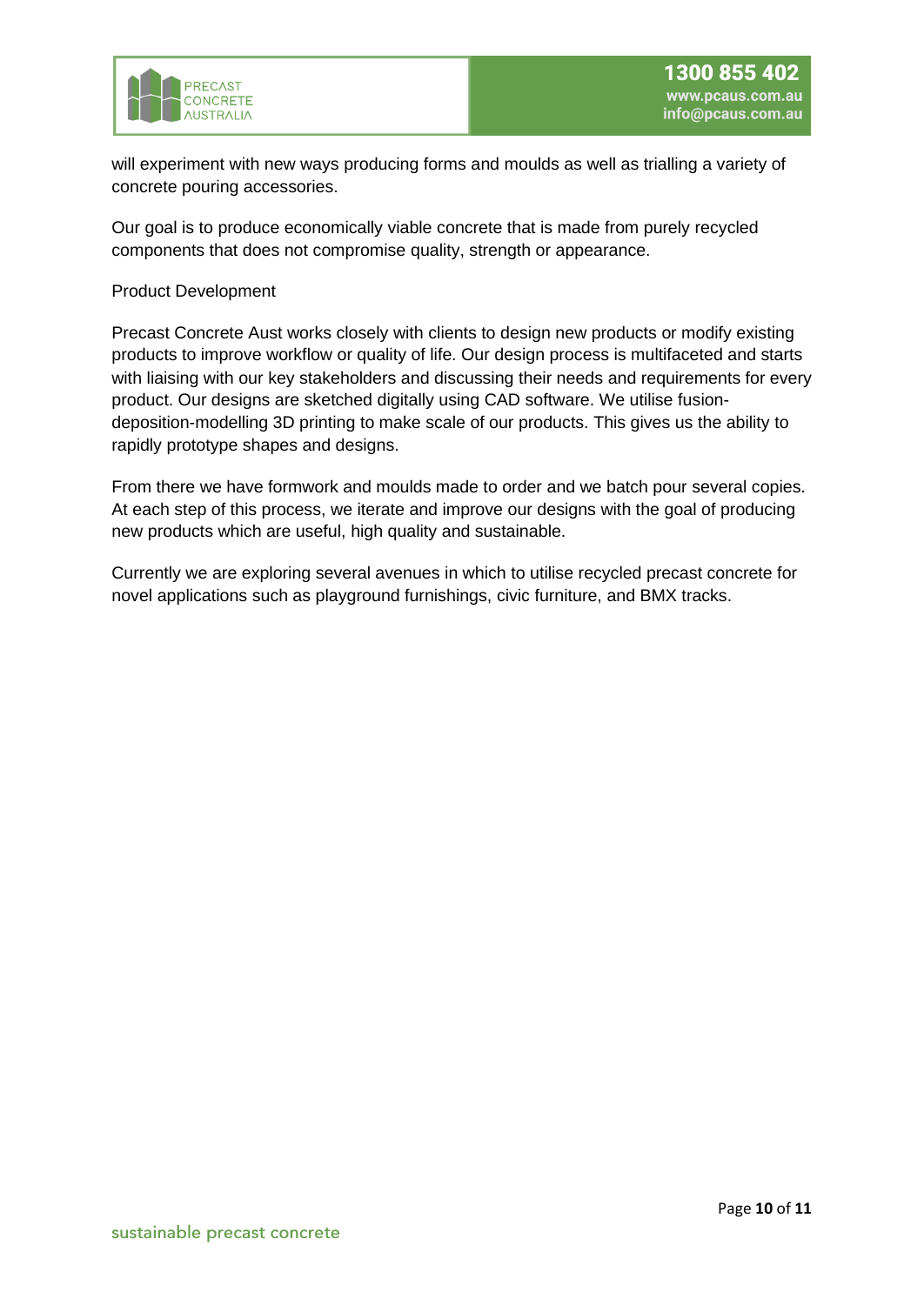will experiment with new ways producing forms and moulds as well as trialling a variety of concrete pouring accessories.

Our goal is to produce economically viable concrete that is made from purely recycled components that does not compromise quality, strength or appearance.

## Product Development

Precast Concrete Aust works closely with clients to design new products or modify existing products to improve workflow or quality of life. Our design process is multifaceted and starts with liaising with our key stakeholders and discussing their needs and requirements for every product. Our designs are sketched digitally using CAD software. We utilise fusion-deposition-modelling 3D printing to make scale of our products. This gives us the ability to rapidly prototype shapes and designs.

From there we have formwork and moulds made to order and we batch pour several copies. At each step of this process, we iterate and improve our designs with the goal of producing new products which are useful, high quality and sustainable.

Currently we are exploring several avenues in which to utilise recycled precast concrete for novel applications such as playground furnishings, civic furniture, and BMX tracks.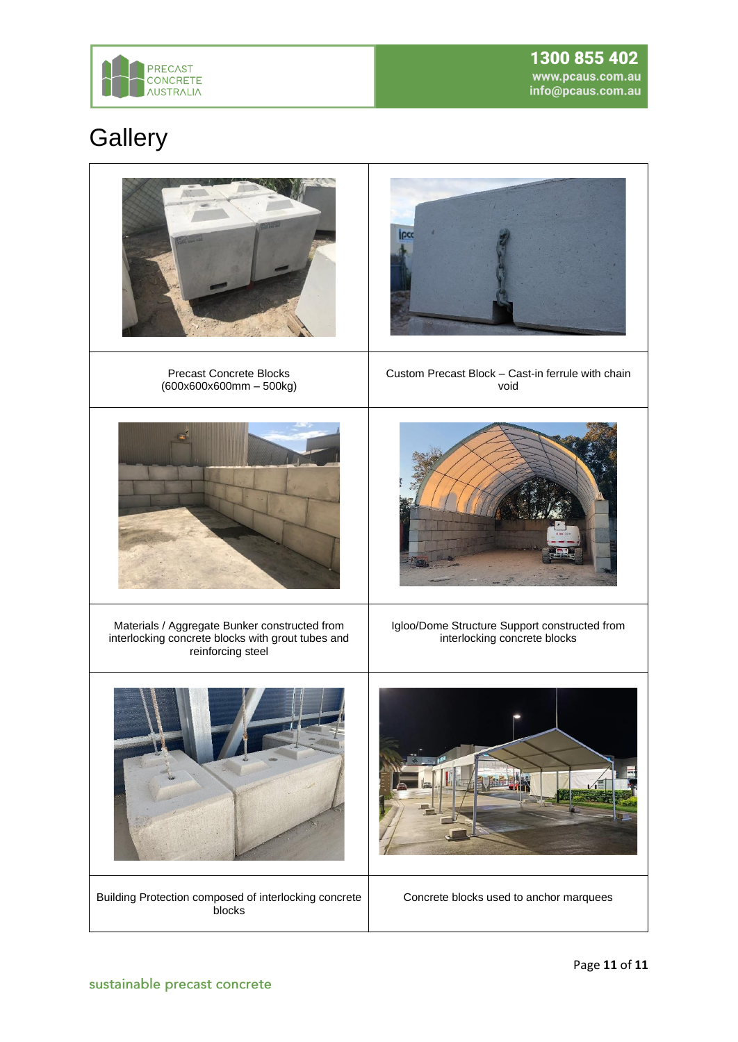# Gallery

| | |
|---|---|
| Precast Concrete Blocks (600x600x600mm – 500kg) | Custom Precast Block – Cast-in ferrule with chain void |
| Materials / Aggregate Bunker constructed from interlocking concrete blocks with grout tubes and reinforcing steel | Igloo/Dome Structure Support constructed from interlocking concrete blocks |
| Building Protection composed of interlocking concrete blocks | Concrete blocks used to anchor marquees |